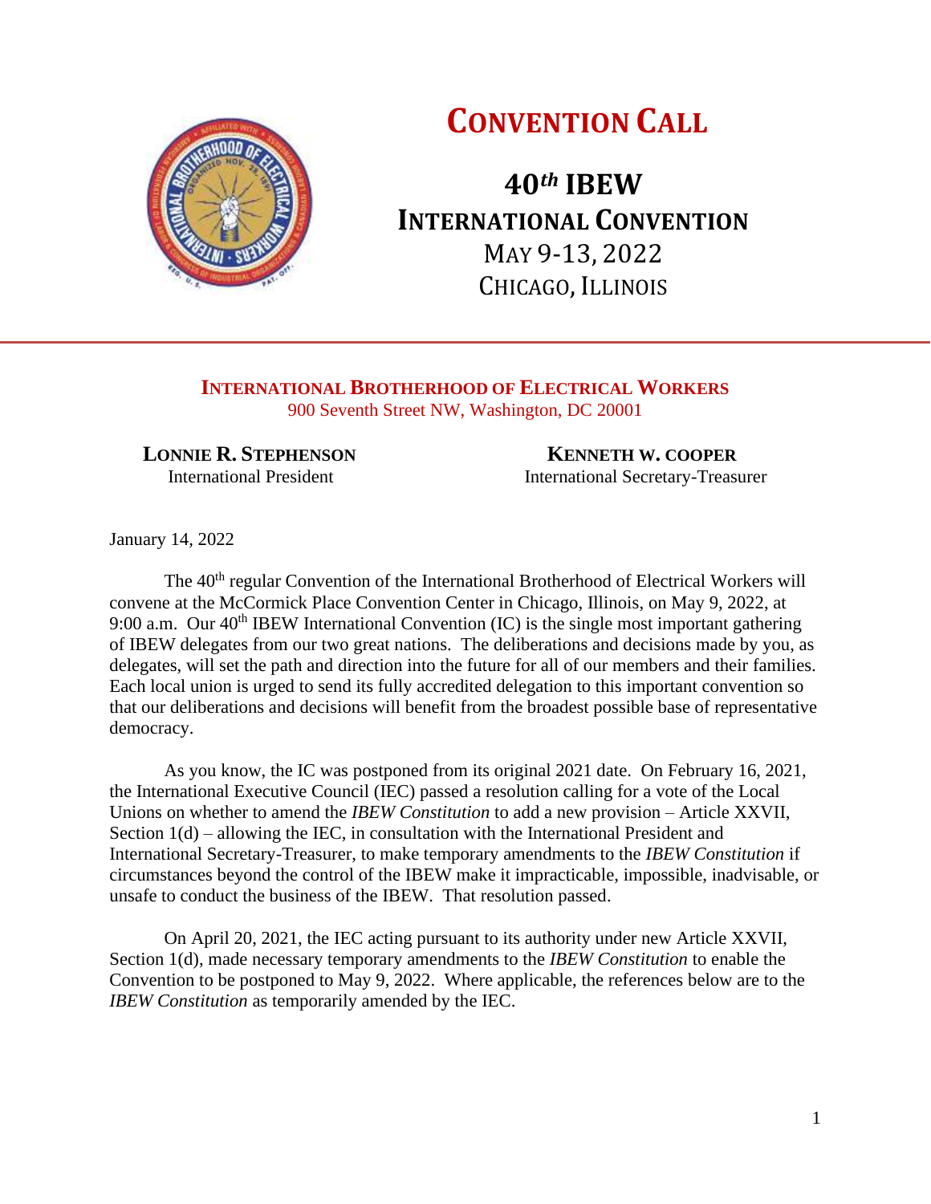# CONVENTION CALL

## 40th IBEW INTERNATIONAL CONVENTION

MAY 9-13, 2022

CHICAGO, ILLINOIS

---

**INTERNATIONAL BROTHERHOOD OF ELECTRICAL WORKERS**

900 Seventh Street NW, Washington, DC 20001

**LONNIE R. STEPHENSON**
International President

**KENNETH W. COOPER**
International Secretary-Treasurer

January 14, 2022

The 40th regular Convention of the International Brotherhood of Electrical Workers will convene at the McCormick Place Convention Center in Chicago, Illinois, on May 9, 2022, at 9:00 a.m. Our 40th IBEW International Convention (IC) is the single most important gathering of IBEW delegates from our two great nations. The deliberations and decisions made by you, as delegates, will set the path and direction into the future for all of our members and their families. Each local union is urged to send its fully accredited delegation to this important convention so that our deliberations and decisions will benefit from the broadest possible base of representative democracy.

As you know, the IC was postponed from its original 2021 date. On February 16, 2021, the International Executive Council (IEC) passed a resolution calling for a vote of the Local Unions on whether to amend the *IBEW Constitution* to add a new provision – Article XXVII, Section 1(d) – allowing the IEC, in consultation with the International President and International Secretary-Treasurer, to make temporary amendments to the *IBEW Constitution* if circumstances beyond the control of the IBEW make it impracticable, impossible, inadvisable, or unsafe to conduct the business of the IBEW. That resolution passed.

On April 20, 2021, the IEC acting pursuant to its authority under new Article XXVII, Section 1(d), made necessary temporary amendments to the *IBEW Constitution* to enable the Convention to be postponed to May 9, 2022. Where applicable, the references below are to the *IBEW Constitution* as temporarily amended by the IEC.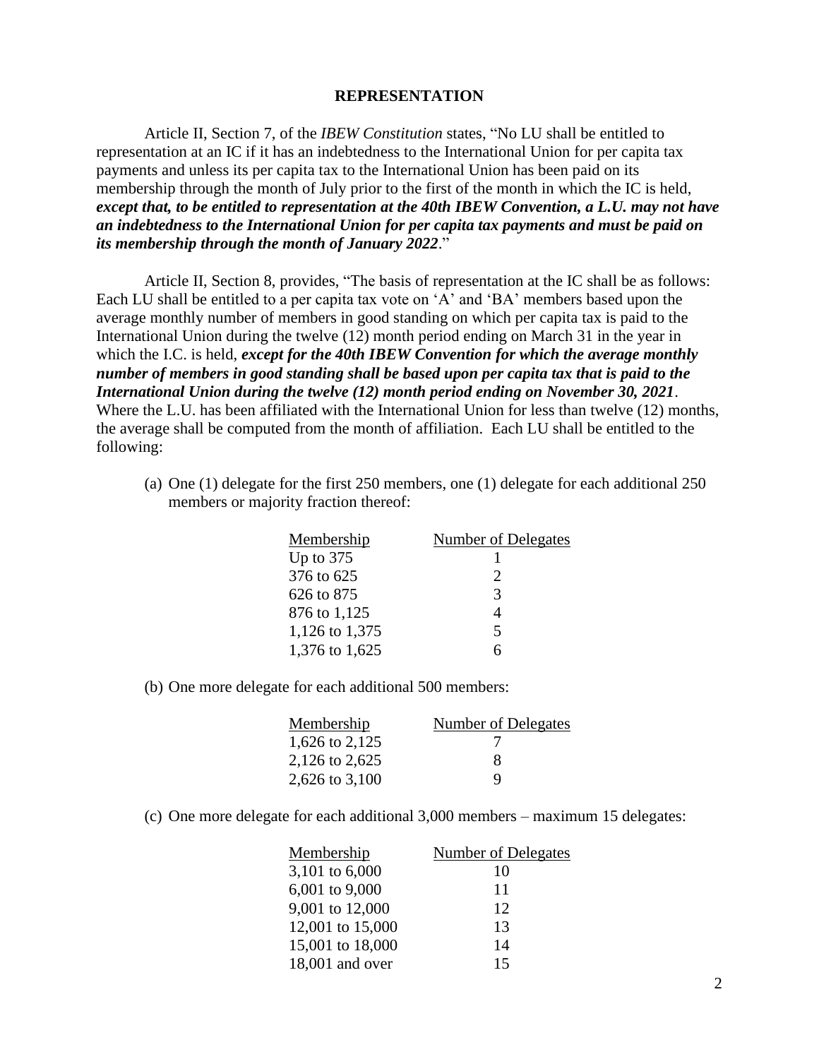## REPRESENTATION

Article II, Section 7, of the *IBEW Constitution* states, "No LU shall be entitled to representation at an IC if it has an indebtedness to the International Union for per capita tax payments and unless its per capita tax to the International Union has been paid on its membership through the month of July prior to the first of the month in which the IC is held, ***except that, to be entitled to representation at the 40th IBEW Convention, a L.U. may not have an indebtedness to the International Union for per capita tax payments and must be paid on its membership through the month of January 2022***."

Article II, Section 8, provides, "The basis of representation at the IC shall be as follows: Each LU shall be entitled to a per capita tax vote on 'A' and 'BA' members based upon the average monthly number of members in good standing on which per capita tax is paid to the International Union during the twelve (12) month period ending on March 31 in the year in which the I.C. is held, ***except for the 40th IBEW Convention for which the average monthly number of members in good standing shall be based upon per capita tax that is paid to the International Union during the twelve (12) month period ending on November 30, 2021***. Where the L.U. has been affiliated with the International Union for less than twelve (12) months, the average shall be computed from the month of affiliation. Each LU shall be entitled to the following:

(a) One (1) delegate for the first 250 members, one (1) delegate for each additional 250 members or majority fraction thereof:

| Membership | Number of Delegates |
|---|---|
| Up to 375 | 1 |
| 376 to 625 | 2 |
| 626 to 875 | 3 |
| 876 to 1,125 | 4 |
| 1,126 to 1,375 | 5 |
| 1,376 to 1,625 | 6 |

(b) One more delegate for each additional 500 members:

| Membership | Number of Delegates |
|---|---|
| 1,626 to 2,125 | 7 |
| 2,126 to 2,625 | 8 |
| 2,626 to 3,100 | 9 |

(c) One more delegate for each additional 3,000 members – maximum 15 delegates:

| Membership | Number of Delegates |
|---|---|
| 3,101 to 6,000 | 10 |
| 6,001 to 9,000 | 11 |
| 9,001 to 12,000 | 12 |
| 12,001 to 15,000 | 13 |
| 15,001 to 18,000 | 14 |
| 18,001 and over | 15 |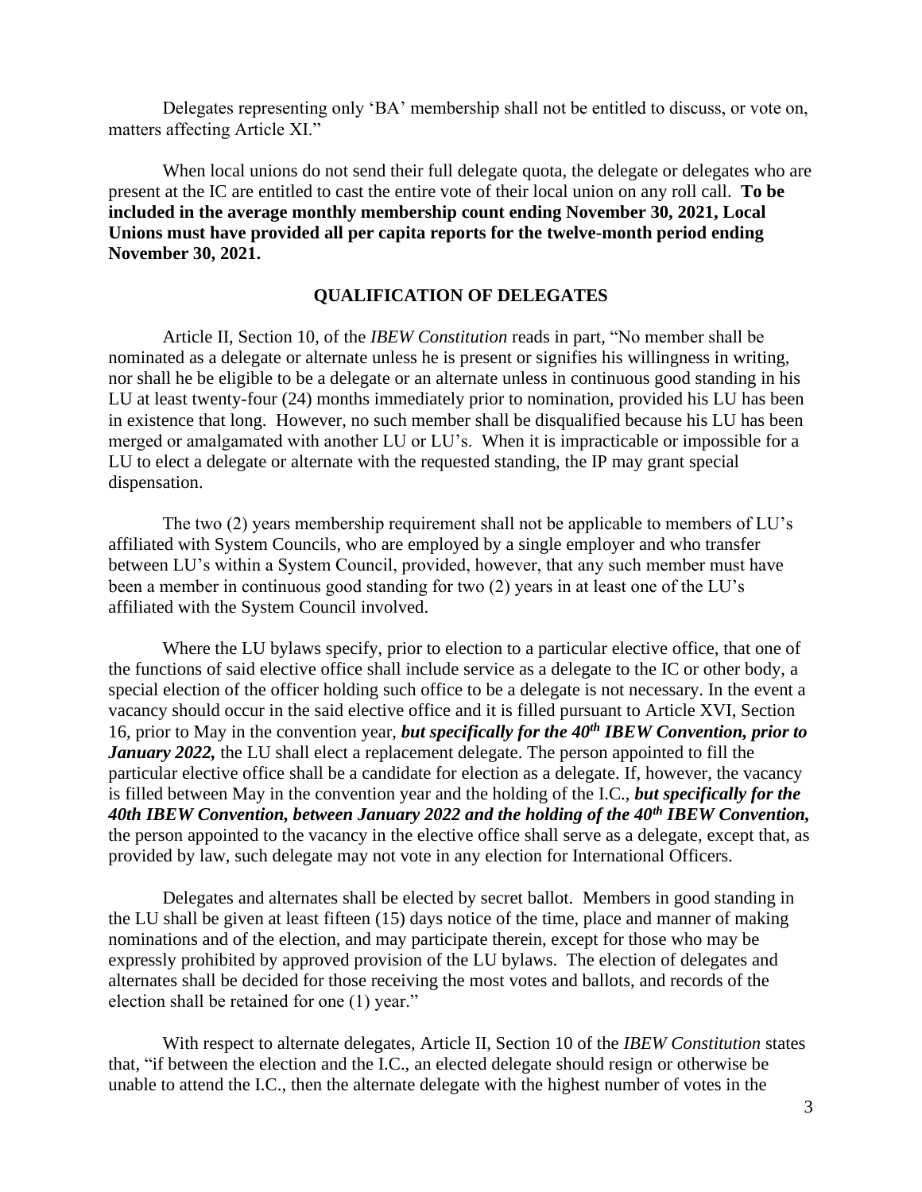Delegates representing only 'BA' membership shall not be entitled to discuss, or vote on, matters affecting Article XI."

When local unions do not send their full delegate quota, the delegate or delegates who are present at the IC are entitled to cast the entire vote of their local union on any roll call. **To be included in the average monthly membership count ending November 30, 2021, Local Unions must have provided all per capita reports for the twelve-month period ending November 30, 2021.**

## QUALIFICATION OF DELEGATES

Article II, Section 10, of the *IBEW Constitution* reads in part, "No member shall be nominated as a delegate or alternate unless he is present or signifies his willingness in writing, nor shall he be eligible to be a delegate or an alternate unless in continuous good standing in his LU at least twenty-four (24) months immediately prior to nomination, provided his LU has been in existence that long. However, no such member shall be disqualified because his LU has been merged or amalgamated with another LU or LU's. When it is impracticable or impossible for a LU to elect a delegate or alternate with the requested standing, the IP may grant special dispensation.

The two (2) years membership requirement shall not be applicable to members of LU's affiliated with System Councils, who are employed by a single employer and who transfer between LU's within a System Council, provided, however, that any such member must have been a member in continuous good standing for two (2) years in at least one of the LU's affiliated with the System Council involved.

Where the LU bylaws specify, prior to election to a particular elective office, that one of the functions of said elective office shall include service as a delegate to the IC or other body, a special election of the officer holding such office to be a delegate is not necessary. In the event a vacancy should occur in the said elective office and it is filled pursuant to Article XVI, Section 16, prior to May in the convention year, ***but specifically for the 40th IBEW Convention, prior to January 2022,*** the LU shall elect a replacement delegate. The person appointed to fill the particular elective office shall be a candidate for election as a delegate. If, however, the vacancy is filled between May in the convention year and the holding of the I.C., ***but specifically for the 40th IBEW Convention, between January 2022 and the holding of the 40th IBEW Convention,*** the person appointed to the vacancy in the elective office shall serve as a delegate, except that, as provided by law, such delegate may not vote in any election for International Officers.

Delegates and alternates shall be elected by secret ballot. Members in good standing in the LU shall be given at least fifteen (15) days notice of the time, place and manner of making nominations and of the election, and may participate therein, except for those who may be expressly prohibited by approved provision of the LU bylaws. The election of delegates and alternates shall be decided for those receiving the most votes and ballots, and records of the election shall be retained for one (1) year."

With respect to alternate delegates, Article II, Section 10 of the *IBEW Constitution* states that, "if between the election and the I.C., an elected delegate should resign or otherwise be unable to attend the I.C., then the alternate delegate with the highest number of votes in the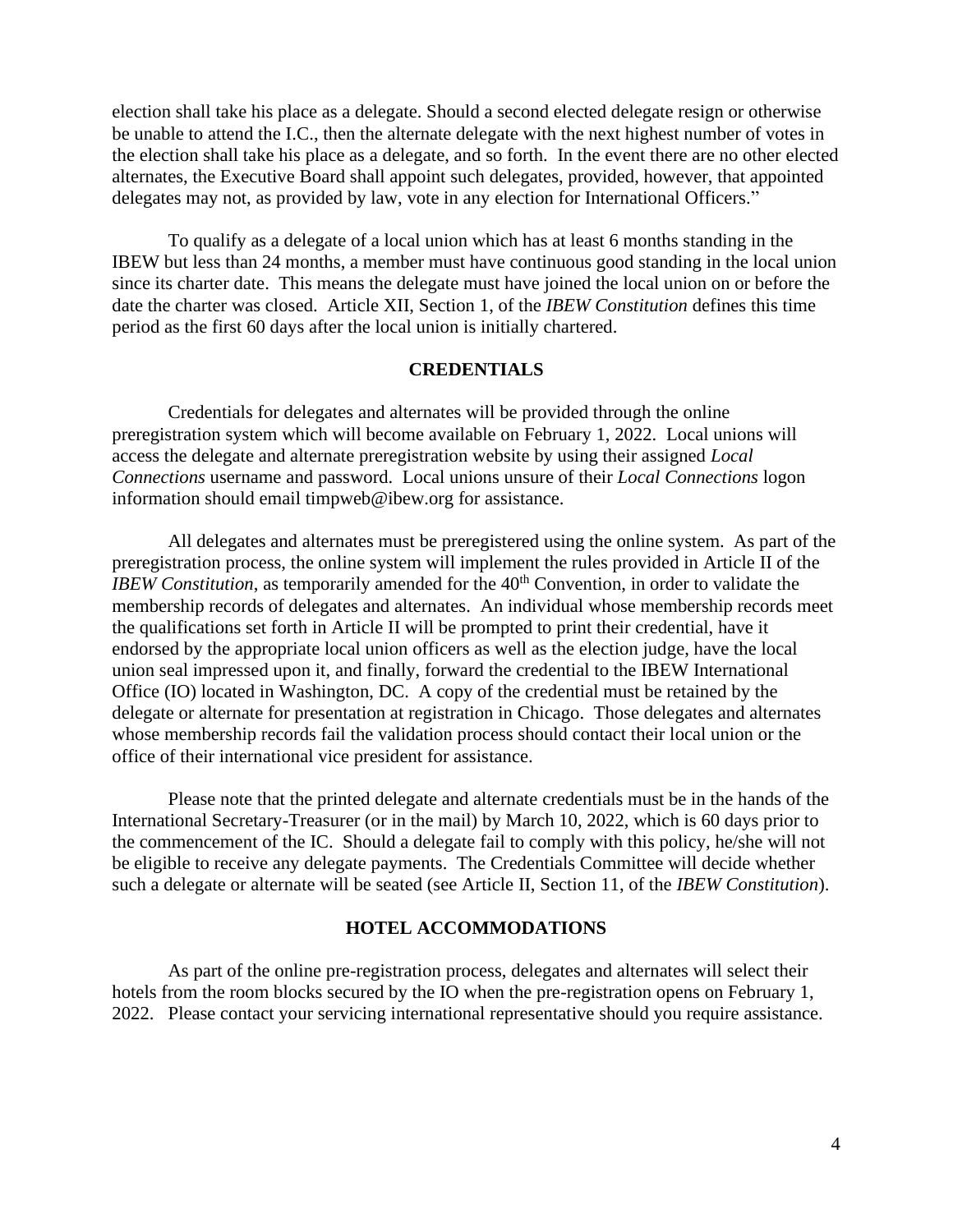election shall take his place as a delegate. Should a second elected delegate resign or otherwise be unable to attend the I.C., then the alternate delegate with the next highest number of votes in the election shall take his place as a delegate, and so forth. In the event there are no other elected alternates, the Executive Board shall appoint such delegates, provided, however, that appointed delegates may not, as provided by law, vote in any election for International Officers."

To qualify as a delegate of a local union which has at least 6 months standing in the IBEW but less than 24 months, a member must have continuous good standing in the local union since its charter date. This means the delegate must have joined the local union on or before the date the charter was closed. Article XII, Section 1, of the *IBEW Constitution* defines this time period as the first 60 days after the local union is initially chartered.

## CREDENTIALS

Credentials for delegates and alternates will be provided through the online preregistration system which will become available on February 1, 2022. Local unions will access the delegate and alternate preregistration website by using their assigned *Local Connections* username and password. Local unions unsure of their *Local Connections* logon information should email timpweb@ibew.org for assistance.

All delegates and alternates must be preregistered using the online system. As part of the preregistration process, the online system will implement the rules provided in Article II of the *IBEW Constitution*, as temporarily amended for the 40th Convention, in order to validate the membership records of delegates and alternates. An individual whose membership records meet the qualifications set forth in Article II will be prompted to print their credential, have it endorsed by the appropriate local union officers as well as the election judge, have the local union seal impressed upon it, and finally, forward the credential to the IBEW International Office (IO) located in Washington, DC. A copy of the credential must be retained by the delegate or alternate for presentation at registration in Chicago. Those delegates and alternates whose membership records fail the validation process should contact their local union or the office of their international vice president for assistance.

Please note that the printed delegate and alternate credentials must be in the hands of the International Secretary-Treasurer (or in the mail) by March 10, 2022, which is 60 days prior to the commencement of the IC. Should a delegate fail to comply with this policy, he/she will not be eligible to receive any delegate payments. The Credentials Committee will decide whether such a delegate or alternate will be seated (see Article II, Section 11, of the *IBEW Constitution*).

## HOTEL ACCOMMODATIONS

As part of the online pre-registration process, delegates and alternates will select their hotels from the room blocks secured by the IO when the pre-registration opens on February 1, 2022. Please contact your servicing international representative should you require assistance.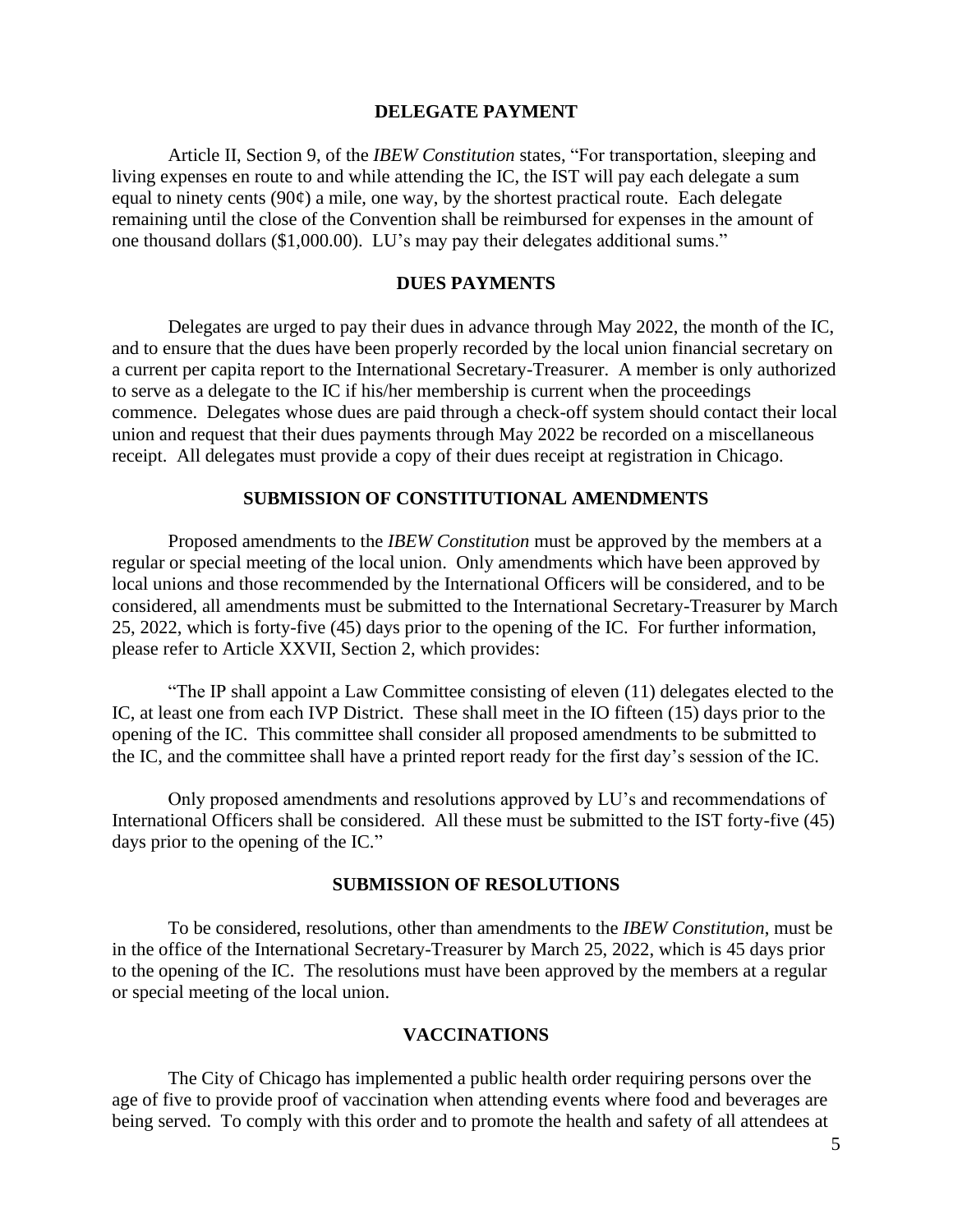## DELEGATE PAYMENT

Article II, Section 9, of the *IBEW Constitution* states, "For transportation, sleeping and living expenses en route to and while attending the IC, the IST will pay each delegate a sum equal to ninety cents (90¢) a mile, one way, by the shortest practical route. Each delegate remaining until the close of the Convention shall be reimbursed for expenses in the amount of one thousand dollars ($1,000.00). LU's may pay their delegates additional sums."

## DUES PAYMENTS

Delegates are urged to pay their dues in advance through May 2022, the month of the IC, and to ensure that the dues have been properly recorded by the local union financial secretary on a current per capita report to the International Secretary-Treasurer. A member is only authorized to serve as a delegate to the IC if his/her membership is current when the proceedings commence. Delegates whose dues are paid through a check-off system should contact their local union and request that their dues payments through May 2022 be recorded on a miscellaneous receipt. All delegates must provide a copy of their dues receipt at registration in Chicago.

## SUBMISSION OF CONSTITUTIONAL AMENDMENTS

Proposed amendments to the *IBEW Constitution* must be approved by the members at a regular or special meeting of the local union. Only amendments which have been approved by local unions and those recommended by the International Officers will be considered, and to be considered, all amendments must be submitted to the International Secretary-Treasurer by March 25, 2022, which is forty-five (45) days prior to the opening of the IC. For further information, please refer to Article XXVII, Section 2, which provides:

"The IP shall appoint a Law Committee consisting of eleven (11) delegates elected to the IC, at least one from each IVP District. These shall meet in the IO fifteen (15) days prior to the opening of the IC. This committee shall consider all proposed amendments to be submitted to the IC, and the committee shall have a printed report ready for the first day's session of the IC.

Only proposed amendments and resolutions approved by LU's and recommendations of International Officers shall be considered. All these must be submitted to the IST forty-five (45) days prior to the opening of the IC."

## SUBMISSION OF RESOLUTIONS

To be considered, resolutions, other than amendments to the *IBEW Constitution*, must be in the office of the International Secretary-Treasurer by March 25, 2022, which is 45 days prior to the opening of the IC. The resolutions must have been approved by the members at a regular or special meeting of the local union.

## VACCINATIONS

The City of Chicago has implemented a public health order requiring persons over the age of five to provide proof of vaccination when attending events where food and beverages are being served. To comply with this order and to promote the health and safety of all attendees at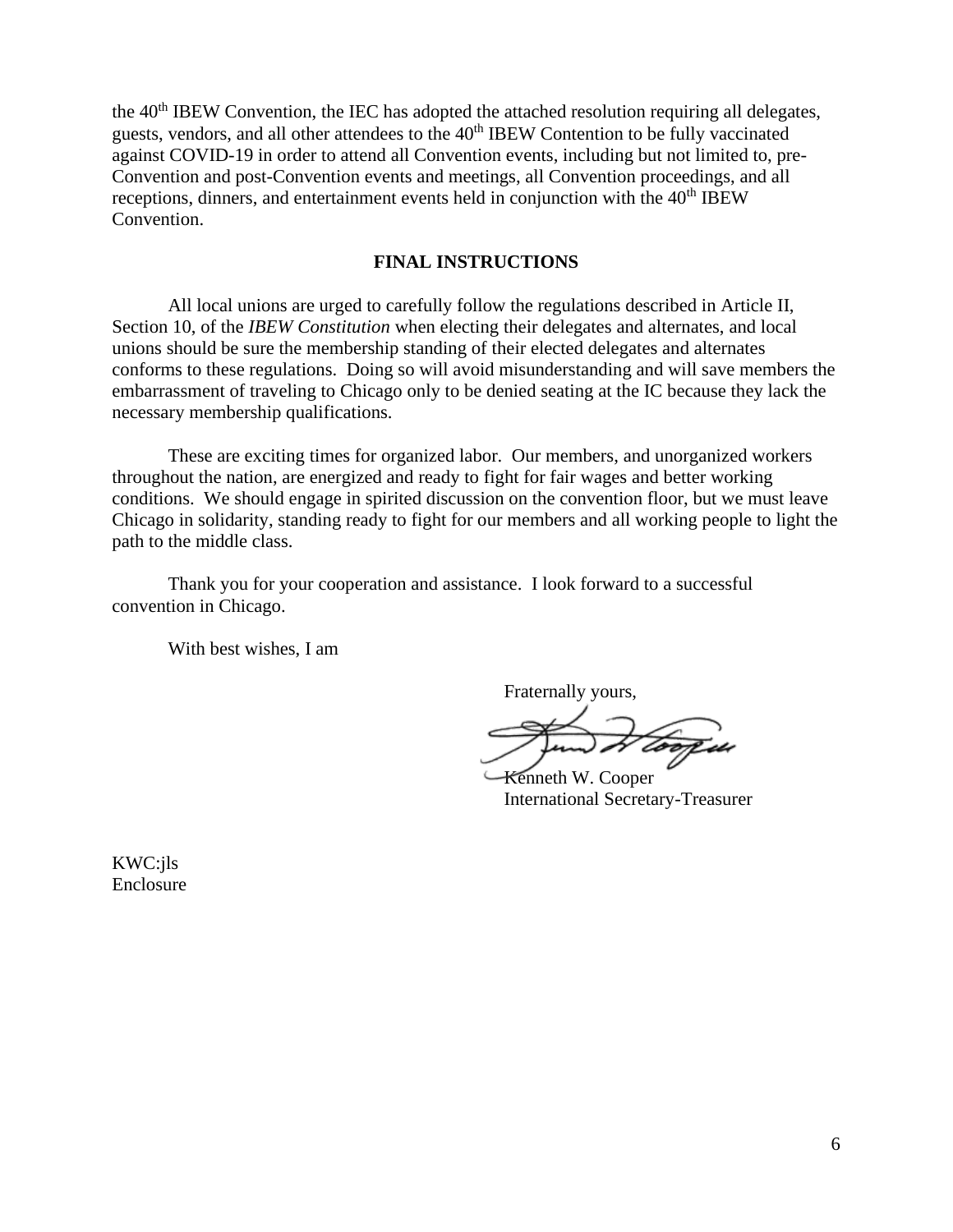the 40th IBEW Convention, the IEC has adopted the attached resolution requiring all delegates, guests, vendors, and all other attendees to the 40th IBEW Contention to be fully vaccinated against COVID-19 in order to attend all Convention events, including but not limited to, pre-Convention and post-Convention events and meetings, all Convention proceedings, and all receptions, dinners, and entertainment events held in conjunction with the 40th IBEW Convention.

**FINAL INSTRUCTIONS**

All local unions are urged to carefully follow the regulations described in Article II, Section 10, of the *IBEW Constitution* when electing their delegates and alternates, and local unions should be sure the membership standing of their elected delegates and alternates conforms to these regulations. Doing so will avoid misunderstanding and will save members the embarrassment of traveling to Chicago only to be denied seating at the IC because they lack the necessary membership qualifications.

These are exciting times for organized labor. Our members, and unorganized workers throughout the nation, are energized and ready to fight for fair wages and better working conditions. We should engage in spirited discussion on the convention floor, but we must leave Chicago in solidarity, standing ready to fight for our members and all working people to light the path to the middle class.

Thank you for your cooperation and assistance. I look forward to a successful convention in Chicago.

With best wishes, I am

Fraternally yours,

Kenneth W. Cooper
International Secretary-Treasurer

KWC:jls
Enclosure